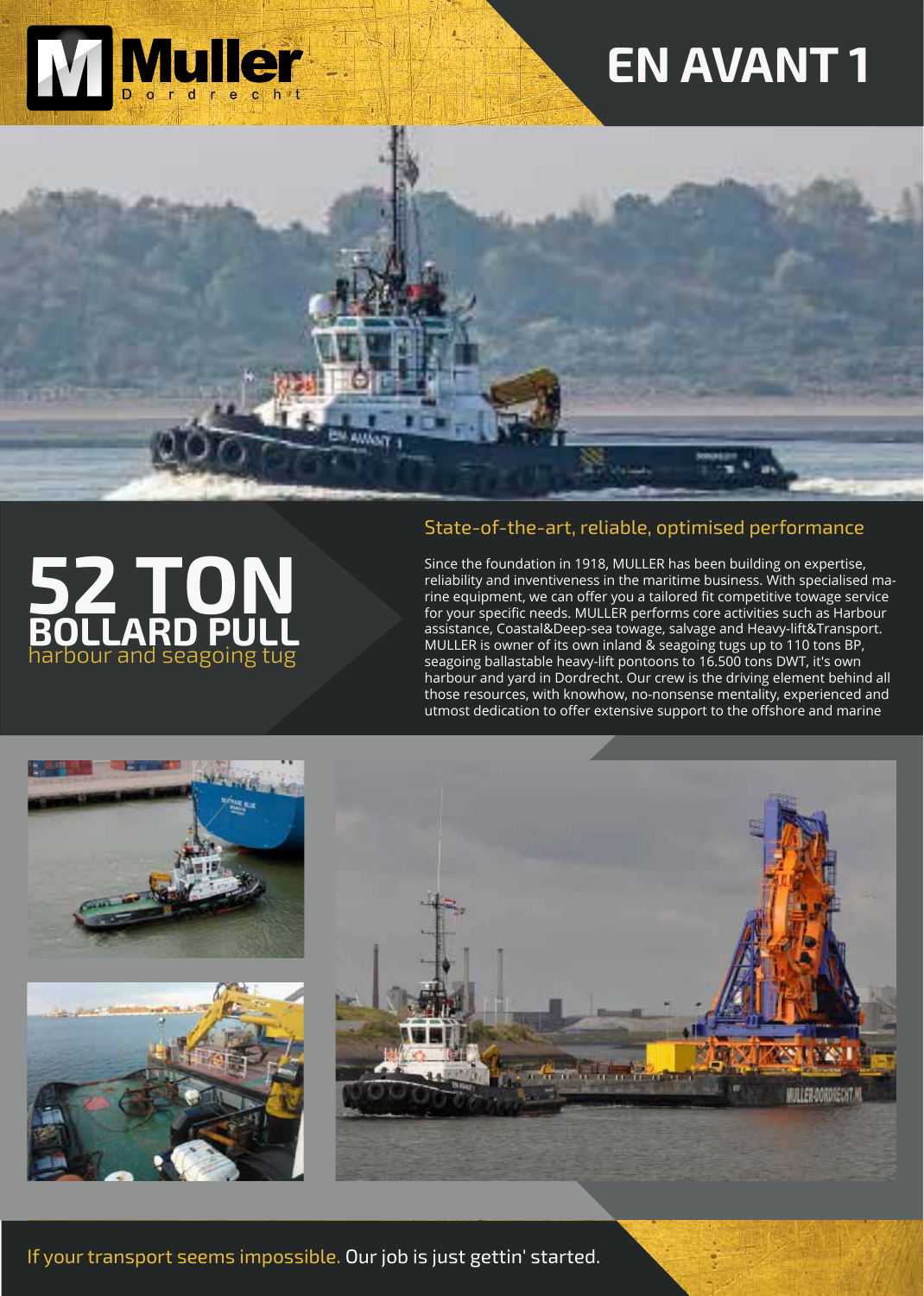Muller
Dordrecht

# EN AVANT 1

# 52 TON
## BOLLARD PULL
harbour and seagoing tug

### State-of-the-art, reliable, optimised performance

Since the foundation in 1918, MULLER has been building on expertise, reliability and inventiveness in the maritime business. With specialised marine equipment, we can offer you a tailored fit competitive towage service for your specific needs. MULLER performs core activities such as Harbour assistance, Coastal&Deep-sea towage, salvage and Heavy-lift&Transport. MULLER is owner of its own inland & seagoing tugs up to 110 tons BP, seagoing ballastable heavy-lift pontoons to 16.500 tons DWT, it's own harbour and yard in Dordrecht. Our crew is the driving element behind all those resources, with knowhow, no-nonsense mentality, experienced and utmost dedication to offer extensive support to the offshore and marine

If your transport seems impossible. Our job is just gettin' started.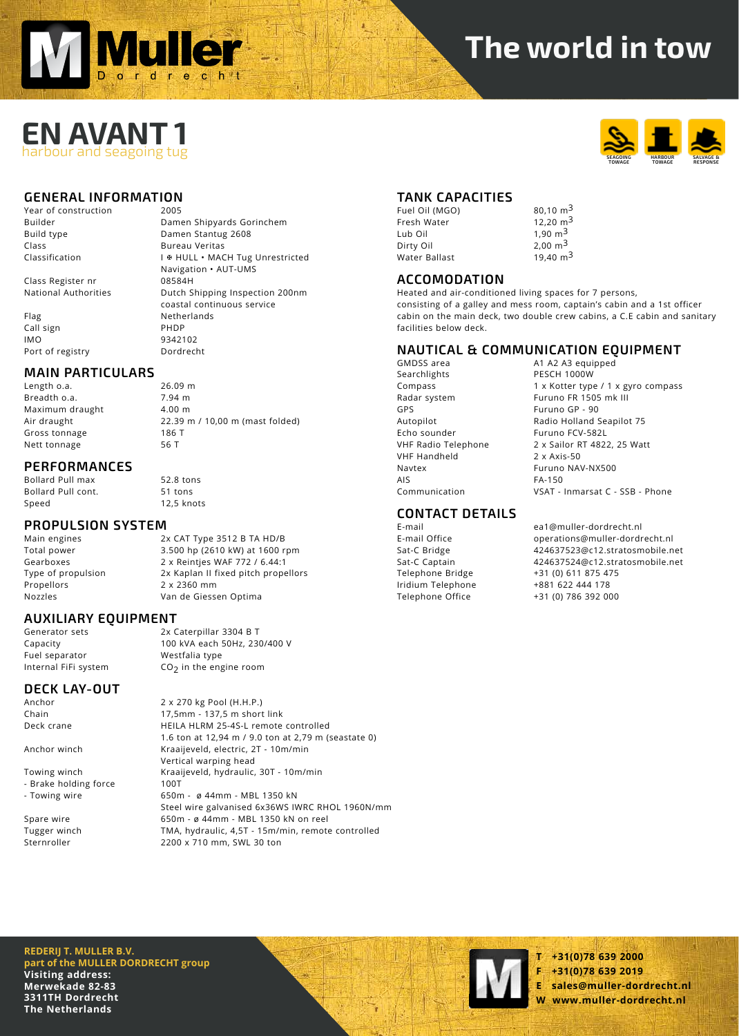Muller
Dordrecht

# The world in tow

# EN AVANT 1

harbour and seagoing tug

SEAGOING TOWAGE | HARBOUR TOWAGE | SALVAGE & RESPONSE

## GENERAL INFORMATION

| | |
|---|---|
| Year of construction | 2005 |
| Builder | Damen Shipyards Gorinchem |
| Build type | Damen Stantug 2608 |
| Class | Bureau Veritas |
| Classification | I ✠ HULL • MACH Tug Unrestricted Navigation • AUT-UMS |
| Class Register nr | 08584H |
| National Authorities | Dutch Shipping Inspection 200nm coastal continuous service |
| Flag | Netherlands |
| Call sign | PHDP |
| IMO | 9342102 |
| Port of registry | Dordrecht |

## MAIN PARTICULARS

| | |
|---|---|
| Length o.a. | 26.09 m |
| Breadth o.a. | 7.94 m |
| Maximum draught | 4.00 m |
| Air draught | 22.39 m / 10,00 m (mast folded) |
| Gross tonnage | 186 T |
| Nett tonnage | 56 T |

## PERFORMANCES

| | |
|---|---|
| Bollard Pull max | 52.8 tons |
| Bollard Pull cont. | 51 tons |
| Speed | 12,5 knots |

## PROPULSION SYSTEM

| | |
|---|---|
| Main engines | 2x CAT Type 3512 B TA HD/B |
| Total power | 3.500 hp (2610 kW) at 1600 rpm |
| Gearboxes | 2 x Reintjes WAF 772 / 6.44:1 |
| Type of propulsion | 2x Kaplan II fixed pitch propellors |
| Propellors | 2 x 2360 mm |
| Nozzles | Van de Giessen Optima |

## AUXILIARY EQUIPMENT

| | |
|---|---|
| Generator sets | 2x Caterpillar 3304 B T |
| Capacity | 100 kVA each 50Hz, 230/400 V |
| Fuel separator | Westfalia type |
| Internal FiFi system | $CO_2$ in the engine room |

## DECK LAY-OUT

| | |
|---|---|
| Anchor | 2 x 270 kg Pool (H.H.P.) |
| Chain | 17,5mm - 137,5 m short link |
| Deck crane | HEILA HLRM 25-4S-L remote controlled 1.6 ton at 12,94 m / 9.0 ton at 2,79 m (seastate 0) |
| Anchor winch | Kraaijeveld, electric, 2T - 10m/min Vertical warping head |
| Towing winch | Kraaijeveld, hydraulic, 30T - 10m/min |
| - Brake holding force | 100T |
| - Towing wire | 650m - ø 44mm - MBL 1350 kN Steel wire galvanised 6x36WS IWRC RHOL 1960N/mm |
| Spare wire | 650m - ø 44mm - MBL 1350 kN on reel |
| Tugger winch | TMA, hydraulic, 4,5T - 15m/min, remote controlled |
| Sternroller | 2200 x 710 mm, SWL 30 ton |

## TANK CAPACITIES

| | |
|---|---|
| Fuel Oil (MGO) | 80,10 $m^3$ |
| Fresh Water | 12,20 $m^3$ |
| Lub Oil | 1,90 $m^3$ |
| Dirty Oil | 2,00 $m^3$ |
| Water Ballast | 19,40 $m^3$ |

## ACCOMODATION

Heated and air-conditioned living spaces for 7 persons, consisting of a galley and mess room, captain's cabin and a 1st officer cabin on the main deck, two double crew cabins, a C.E cabin and sanitary facilities below deck.

## NAUTICAL & COMMUNICATION EQUIPMENT

| | |
|---|---|
| GMDSS area | A1 A2 A3 equipped |
| Searchlights | PESCH 1000W |
| Compass | 1 x Kotter type / 1 x gyro compass |
| Radar system | Furuno FR 1505 mk III |
| GPS | Furuno GP - 90 |
| Autopilot | Radio Holland Seapilot 75 |
| Echo sounder | Furuno FCV-582L |
| VHF Radio Telephone | 2 x Sailor RT 4822, 25 Watt |
| VHF Handheld | 2 x Axis-50 |
| Navtex | Furuno NAV-NX500 |
| AIS | FA-150 |
| Communication | VSAT - Inmarsat C - SSB - Phone |

## CONTACT DETAILS

| | |
|---|---|
| E-mail | ea1@muller-dordrecht.nl |
| E-mail Office | operations@muller-dordrecht.nl |
| Sat-C Bridge | 424637523@c12.stratosmobile.net |
| Sat-C Captain | 424637524@c12.stratosmobile.net |
| Telephone Bridge | +31 (0) 611 875 475 |
| Iridium Telephone | +881 622 444 178 |
| Telephone Office | +31 (0) 786 392 000 |

**REDERIJ T. MULLER B.V.**
**part of the MULLER DORDRECHT group**
**Visiting address:**
**Merwekade 82-83**
**3311TH Dordrecht**
**The Netherlands**

**T** +31(0)78 639 2000
**F** +31(0)78 639 2019
**E** sales@muller-dordrecht.nl
**W** www.muller-dordrecht.nl